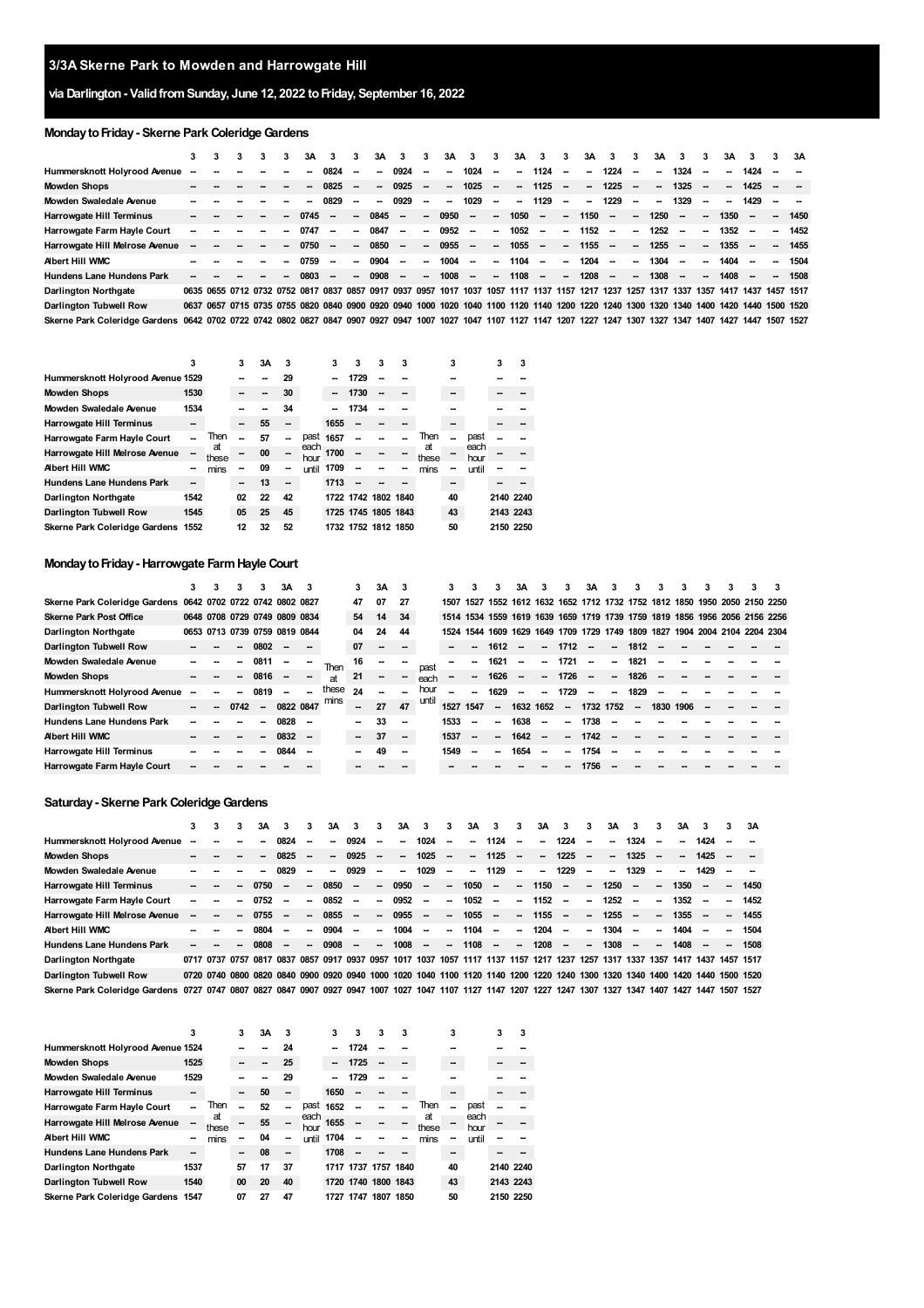# 3/3A Skerne Park to Mowden and Harrowgate Hill

## via Darlington - Valid from Sunday, June 12, 2022 to Friday, September 16, 2022

### Monday to Friday - Skerne Park Coleridge Gardens

| | 3 | 3 | 3 | 3 | 3 | 3A | 3 | 3 | 3A | 3 | 3 | 3A | 3 | 3 | 3A | 3 | 3 | 3A | 3 | 3 | 3A | 3 | 3 | 3A | 3 | 3 | 3A |
|---|---|---|---|---|---|---|---|---|---|---|---|---|---|---|---|---|---|---|---|---|---|---|---|---|---|---|---|
| Hummersknott Holyrood Avenue | -- | -- | -- | -- | -- | -- | 0824 | -- | -- | 0924 | -- | -- | 1024 | -- | -- | 1124 | -- | -- | 1224 | -- | -- | 1324 | -- | -- | 1424 | -- | -- |
| Mowden Shops | -- | -- | -- | -- | -- | -- | 0825 | -- | -- | 0925 | -- | -- | 1025 | -- | -- | 1125 | -- | -- | 1225 | -- | -- | 1325 | -- | -- | 1425 | -- | -- |
| Mowden Swaledale Avenue | -- | -- | -- | -- | -- | -- | 0829 | -- | -- | 0929 | -- | -- | 1029 | -- | -- | 1129 | -- | -- | 1229 | -- | -- | 1329 | -- | -- | 1429 | -- | -- |
| Harrowgate Hill Terminus | -- | -- | -- | -- | -- | 0745 | -- | -- | 0845 | -- | -- | 0950 | -- | -- | 1050 | -- | -- | 1150 | -- | -- | 1250 | -- | -- | 1350 | -- | -- | 1450 |
| Harrowgate Farm Hayle Court | -- | -- | -- | -- | -- | 0747 | -- | -- | 0847 | -- | -- | 0952 | -- | -- | 1052 | -- | -- | 1152 | -- | -- | 1252 | -- | -- | 1352 | -- | -- | 1452 |
| Harrowgate Hill Melrose Avenue | -- | -- | -- | -- | -- | 0750 | -- | -- | 0850 | -- | -- | 0955 | -- | -- | 1055 | -- | -- | 1155 | -- | -- | 1255 | -- | -- | 1355 | -- | -- | 1455 |
| Albert Hill WMC | -- | -- | -- | -- | -- | 0759 | -- | -- | 0904 | -- | -- | 1004 | -- | -- | 1104 | -- | -- | 1204 | -- | -- | 1304 | -- | -- | 1404 | -- | -- | 1504 |
| Hundens Lane Hundens Park | -- | -- | -- | -- | -- | 0803 | -- | -- | 0908 | -- | -- | 1008 | -- | -- | 1108 | -- | -- | 1208 | -- | -- | 1308 | -- | -- | 1408 | -- | -- | 1508 |
| Darlington Northgate | 0635 | 0655 | 0712 | 0732 | 0752 | 0817 | 0837 | 0857 | 0917 | 0937 | 0957 | 1017 | 1037 | 1057 | 1117 | 1137 | 1157 | 1217 | 1237 | 1257 | 1317 | 1337 | 1357 | 1417 | 1437 | 1457 | 1517 |
| Darlington Tubwell Row | 0637 | 0657 | 0715 | 0735 | 0755 | 0820 | 0840 | 0900 | 0920 | 0940 | 1000 | 1020 | 1040 | 1100 | 1120 | 1140 | 1200 | 1220 | 1240 | 1300 | 1320 | 1340 | 1400 | 1420 | 1440 | 1500 | 1520 |
| Skerne Park Coleridge Gardens | 0642 | 0702 | 0722 | 0742 | 0802 | 0827 | 0847 | 0907 | 0927 | 0947 | 1007 | 1027 | 1047 | 1107 | 1127 | 1147 | 1207 | 1227 | 1247 | 1307 | 1327 | 1347 | 1407 | 1427 | 1447 | 1507 | 1527 |

| | 3 | | 3 | 3A | 3 | | 3 | 3 | 3 | 3 | | 3 | | 3 | 3 |
|---|---|---|---|---|---|---|---|---|---|---|---|---|---|---|---|
| Hummersknott Holyrood Avenue | 1529 | | -- | -- | 29 | | -- | 1729 | -- | -- | | -- | | -- | -- |
| Mowden Shops | 1530 | | -- | -- | 30 | | -- | 1730 | -- | -- | | -- | | -- | -- |
| Mowden Swaledale Avenue | 1534 | | -- | -- | 34 | | -- | 1734 | -- | -- | | -- | | -- | -- |
| Harrowgate Hill Terminus | -- | | -- | 55 | -- | | 1655 | -- | -- | -- | | -- | | -- | -- |
| Harrowgate Farm Hayle Court | -- | Then at these mins | -- | 57 | -- | past each hour until | 1657 | -- | -- | -- | Then at these mins | -- | past each hour until | -- | -- |
| Harrowgate Hill Melrose Avenue | -- | | -- | 00 | -- | | 1700 | -- | -- | -- | | -- | | -- | -- |
| Albert Hill WMC | -- | | -- | 09 | -- | | 1709 | -- | -- | -- | | -- | | -- | -- |
| Hundens Lane Hundens Park | -- | | -- | 13 | -- | | 1713 | -- | -- | -- | | -- | | -- | -- |
| Darlington Northgate | 1542 | | 02 | 22 | 42 | | 1722 | 1742 | 1802 | 1840 | | 40 | | 2140 | 2240 |
| Darlington Tubwell Row | 1545 | | 05 | 25 | 45 | | 1725 | 1745 | 1805 | 1843 | | 43 | | 2143 | 2243 |
| Skerne Park Coleridge Gardens | 1552 | | 12 | 32 | 52 | | 1732 | 1752 | 1812 | 1850 | | 50 | | 2150 | 2250 |

### Monday to Friday - Harrowgate Farm Hayle Court

| | 3 | 3 | 3 | 3 | 3A | 3 | | 3 | 3A | 3 | | 3 | 3 | 3 | 3A | 3 | 3 | 3A | 3 | 3 | 3 | 3 | 3 | 3 | 3 | 3 |
|---|---|---|---|---|---|---|---|---|---|---|---|---|---|---|---|---|---|---|---|---|---|---|---|---|---|---|
| Skerne Park Coleridge Gardens | 0642 | 0702 | 0722 | 0742 | 0802 | 0827 | | 47 | 07 | 27 | | 1507 | 1527 | 1552 | 1612 | 1632 | 1652 | 1712 | 1732 | 1752 | 1812 | 1850 | 1950 | 2050 | 2150 | 2250 |
| Skerne Park Post Office | 0648 | 0708 | 0729 | 0749 | 0809 | 0834 | | 54 | 14 | 34 | | 1514 | 1534 | 1559 | 1619 | 1639 | 1659 | 1719 | 1739 | 1759 | 1819 | 1856 | 1956 | 2056 | 2156 | 2256 |
| Darlington Northgate | 0653 | 0713 | 0739 | 0759 | 0819 | 0844 | | 04 | 24 | 44 | | 1524 | 1544 | 1609 | 1629 | 1649 | 1709 | 1729 | 1749 | 1809 | 1827 | 1904 | 2004 | 2104 | 2204 | 2304 |
| Darlington Tubwell Row | -- | -- | -- | 0802 | -- | -- | | 07 | -- | -- | | -- | -- | 1612 | -- | -- | 1712 | -- | -- | 1812 | -- | -- | -- | -- | -- | -- |
| Mowden Swaledale Avenue | -- | -- | -- | 0811 | -- | -- | Then at these mins | 16 | -- | -- | past each hour until | -- | -- | 1621 | -- | -- | 1721 | -- | -- | 1821 | -- | -- | -- | -- | -- | -- |
| Mowden Shops | -- | -- | -- | 0816 | -- | -- | | 21 | -- | -- | | -- | -- | 1626 | -- | -- | 1726 | -- | -- | 1826 | -- | -- | -- | -- | -- | -- |
| Hummersknott Holyrood Avenue | -- | -- | -- | 0819 | -- | -- | | 24 | -- | -- | | -- | -- | 1629 | -- | -- | 1729 | -- | -- | 1829 | -- | -- | -- | -- | -- | -- |
| Darlington Tubwell Row | -- | -- | 0742 | -- | 0822 | 0847 | | -- | 27 | 47 | | 1527 | 1547 | -- | 1632 | 1652 | -- | 1732 | 1752 | -- | 1830 | 1906 | -- | -- | -- | -- |
| Hundens Lane Hundens Park | -- | -- | -- | -- | 0828 | -- | | -- | 33 | -- | | 1533 | -- | -- | 1638 | -- | -- | 1738 | -- | -- | -- | -- | -- | -- | -- | -- |
| Albert Hill WMC | -- | -- | -- | -- | 0832 | -- | | -- | 37 | -- | | 1537 | -- | -- | 1642 | -- | -- | 1742 | -- | -- | -- | -- | -- | -- | -- | -- |
| Harrowgate Hill Terminus | -- | -- | -- | -- | 0844 | -- | | -- | 49 | -- | | 1549 | -- | -- | 1654 | -- | -- | 1754 | -- | -- | -- | -- | -- | -- | -- | -- |
| Harrowgate Farm Hayle Court | -- | -- | -- | -- | -- | -- | | -- | -- | -- | | -- | -- | -- | -- | -- | -- | 1756 | -- | -- | -- | -- | -- | -- | -- | -- |

### Saturday - Skerne Park Coleridge Gardens

| | 3 | 3 | 3 | 3A | 3 | 3 | 3A | 3 | 3 | 3A | 3 | 3 | 3A | 3 | 3 | 3A | 3 | 3 | 3A | 3 | 3 | 3A | 3 | 3 | 3A |
|---|---|---|---|---|---|---|---|---|---|---|---|---|---|---|---|---|---|---|---|---|---|---|---|---|---|
| Hummersknott Holyrood Avenue | -- | -- | -- | -- | 0824 | -- | -- | 0924 | -- | -- | 1024 | -- | -- | 1124 | -- | -- | 1224 | -- | -- | 1324 | -- | -- | 1424 | -- | -- |
| Mowden Shops | -- | -- | -- | -- | 0825 | -- | -- | 0925 | -- | -- | 1025 | -- | -- | 1125 | -- | -- | 1225 | -- | -- | 1325 | -- | -- | 1425 | -- | -- |
| Mowden Swaledale Avenue | -- | -- | -- | -- | 0829 | -- | -- | 0929 | -- | -- | 1029 | -- | -- | 1129 | -- | -- | 1229 | -- | -- | 1329 | -- | -- | 1429 | -- | -- |
| Harrowgate Hill Terminus | -- | -- | -- | 0750 | -- | -- | 0850 | -- | -- | 0950 | -- | -- | 1050 | -- | -- | 1150 | -- | -- | 1250 | -- | -- | 1350 | -- | -- | 1450 |
| Harrowgate Farm Hayle Court | -- | -- | -- | 0752 | -- | -- | 0852 | -- | -- | 0952 | -- | -- | 1052 | -- | -- | 1152 | -- | -- | 1252 | -- | -- | 1352 | -- | -- | 1452 |
| Harrowgate Hill Melrose Avenue | -- | -- | -- | 0755 | -- | -- | 0855 | -- | -- | 0955 | -- | -- | 1055 | -- | -- | 1155 | -- | -- | 1255 | -- | -- | 1355 | -- | -- | 1455 |
| Albert Hill WMC | -- | -- | -- | 0804 | -- | -- | 0904 | -- | -- | 1004 | -- | -- | 1104 | -- | -- | 1204 | -- | -- | 1304 | -- | -- | 1404 | -- | -- | 1504 |
| Hundens Lane Hundens Park | -- | -- | -- | 0808 | -- | -- | 0908 | -- | -- | 1008 | -- | -- | 1108 | -- | -- | 1208 | -- | -- | 1308 | -- | -- | 1408 | -- | -- | 1508 |
| Darlington Northgate | 0717 | 0737 | 0757 | 0817 | 0837 | 0857 | 0917 | 0937 | 0957 | 1017 | 1037 | 1057 | 1117 | 1137 | 1157 | 1217 | 1237 | 1257 | 1317 | 1337 | 1357 | 1417 | 1437 | 1457 | 1517 |
| Darlington Tubwell Row | 0720 | 0740 | 0800 | 0820 | 0840 | 0900 | 0920 | 0940 | 1000 | 1020 | 1040 | 1100 | 1120 | 1140 | 1200 | 1220 | 1240 | 1300 | 1320 | 1340 | 1400 | 1420 | 1440 | 1500 | 1520 |
| Skerne Park Coleridge Gardens | 0727 | 0747 | 0807 | 0827 | 0847 | 0907 | 0927 | 0947 | 1007 | 1027 | 1047 | 1107 | 1127 | 1147 | 1207 | 1227 | 1247 | 1307 | 1327 | 1347 | 1407 | 1427 | 1447 | 1507 | 1527 |

| | 3 | | 3 | 3A | 3 | | 3 | 3 | 3 | 3 | | 3 | | 3 | 3 |
|---|---|---|---|---|---|---|---|---|---|---|---|---|---|---|---|
| Hummersknott Holyrood Avenue | 1524 | | -- | -- | 24 | | -- | 1724 | -- | -- | | -- | | -- | -- |
| Mowden Shops | 1525 | | -- | -- | 25 | | -- | 1725 | -- | -- | | -- | | -- | -- |
| Mowden Swaledale Avenue | 1529 | | -- | -- | 29 | | -- | 1729 | -- | -- | | -- | | -- | -- |
| Harrowgate Hill Terminus | -- | | -- | 50 | -- | | 1650 | -- | -- | -- | | -- | | -- | -- |
| Harrowgate Farm Hayle Court | -- | Then at these mins | -- | 52 | -- | past each hour until | 1652 | -- | -- | -- | Then at these mins | -- | past each hour until | -- | -- |
| Harrowgate Hill Melrose Avenue | -- | | -- | 55 | -- | | 1655 | -- | -- | -- | | -- | | -- | -- |
| Albert Hill WMC | -- | | -- | 04 | -- | | 1704 | -- | -- | -- | | -- | | -- | -- |
| Hundens Lane Hundens Park | -- | | -- | 08 | -- | | 1708 | -- | -- | -- | | -- | | -- | -- |
| Darlington Northgate | 1537 | | 57 | 17 | 37 | | 1717 | 1737 | 1757 | 1840 | | 40 | | 2140 | 2240 |
| Darlington Tubwell Row | 1540 | | 00 | 20 | 40 | | 1720 | 1740 | 1800 | 1843 | | 43 | | 2143 | 2243 |
| Skerne Park Coleridge Gardens | 1547 | | 07 | 27 | 47 | | 1727 | 1747 | 1807 | 1850 | | 50 | | 2150 | 2250 |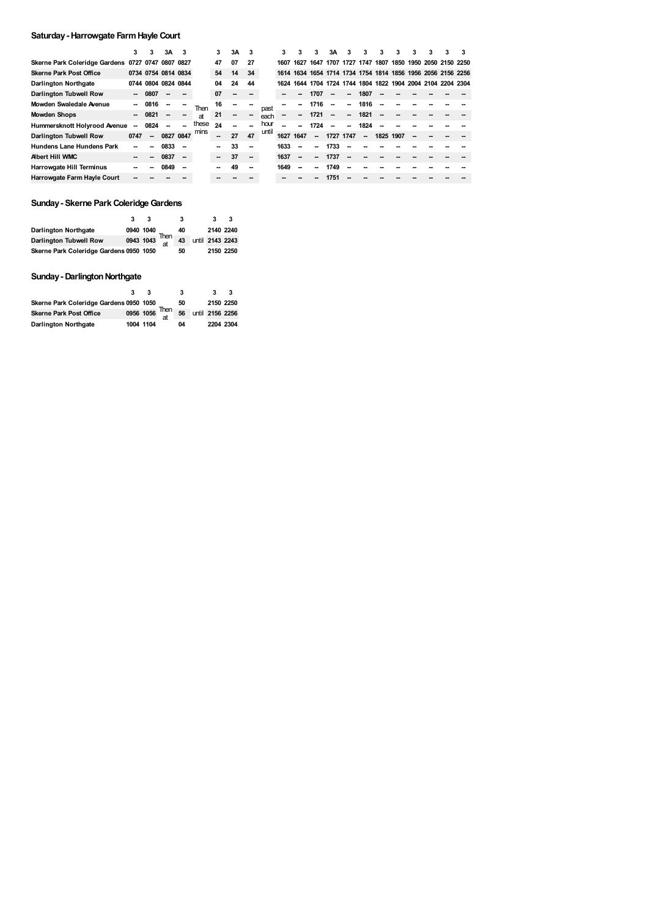## Saturday - Harrowgate Farm Hayle Court

| | 3 | 3 | 3A | 3 | | 3 | 3A | 3 | | 3 | 3 | 3 | 3A | 3 | 3 | 3 | 3 | 3 | 3 | 3 | 3 |
|---|---|---|---|---|---|---|---|---|---|---|---|---|---|---|---|---|---|---|---|---|---|
| Skerne Park Coleridge Gardens | 0727 | 0747 | 0807 | 0827 | Then at these mins | 47 | 07 | 27 | past each hour until | 1607 | 1627 | 1647 | 1707 | 1727 | 1747 | 1807 | 1850 | 1950 | 2050 | 2150 | 2250 |
| Skerne Park Post Office | 0734 | 0754 | 0814 | 0834 | | 54 | 14 | 34 | | 1614 | 1634 | 1654 | 1714 | 1734 | 1754 | 1814 | 1856 | 1956 | 2056 | 2156 | 2256 |
| Darlington Northgate | 0744 | 0804 | 0824 | 0844 | | 04 | 24 | 44 | | 1624 | 1644 | 1704 | 1724 | 1744 | 1804 | 1822 | 1904 | 2004 | 2104 | 2204 | 2304 |
| Darlington Tubwell Row | -- | 0807 | -- | -- | | 07 | -- | -- | | -- | -- | 1707 | -- | -- | 1807 | -- | -- | -- | -- | -- | -- |
| Mowden Swaledale Avenue | -- | 0816 | -- | -- | | 16 | -- | -- | | -- | -- | 1716 | -- | -- | 1816 | -- | -- | -- | -- | -- | -- |
| Mowden Shops | -- | 0821 | -- | -- | | 21 | -- | -- | | -- | -- | 1721 | -- | -- | 1821 | -- | -- | -- | -- | -- | -- |
| Hummersknott Holyrood Avenue | -- | 0824 | -- | -- | | 24 | -- | -- | | -- | -- | 1724 | -- | -- | 1824 | -- | -- | -- | -- | -- | -- |
| Darlington Tubwell Row | 0747 | -- | 0827 | 0847 | | -- | 27 | 47 | | 1627 | 1647 | -- | 1727 | 1747 | -- | 1825 | 1907 | -- | -- | -- | -- |
| Hundens Lane Hundens Park | -- | -- | 0833 | -- | | -- | 33 | -- | | 1633 | -- | -- | 1733 | -- | -- | -- | -- | -- | -- | -- | -- |
| Albert Hill WMC | -- | -- | 0837 | -- | | -- | 37 | -- | | 1637 | -- | -- | 1737 | -- | -- | -- | -- | -- | -- | -- | -- |
| Harrowgate Hill Terminus | -- | -- | 0849 | -- | | -- | 49 | -- | | 1649 | -- | -- | 1749 | -- | -- | -- | -- | -- | -- | -- | -- |
| Harrowgate Farm Hayle Court | -- | -- | -- | -- | | -- | -- | -- | | -- | -- | -- | 1751 | -- | -- | -- | -- | -- | -- | -- | -- |

## Sunday - Skerne Park Coleridge Gardens

| | 3 | 3 | | 3 | | 3 | 3 |
|---|---|---|---|---|---|---|---|
| Darlington Northgate | 0940 | 1040 | Then at | 40 | until | 2140 | 2240 |
| Darlington Tubwell Row | 0943 | 1043 | | 43 | | 2143 | 2243 |
| Skerne Park Coleridge Gardens | 0950 | 1050 | | 50 | | 2150 | 2250 |

## Sunday - Darlington Northgate

| | 3 | 3 | | 3 | | 3 | 3 |
|---|---|---|---|---|---|---|---|
| Skerne Park Coleridge Gardens | 0950 | 1050 | Then at | 50 | until | 2150 | 2250 |
| Skerne Park Post Office | 0956 | 1056 | | 56 | | 2156 | 2256 |
| Darlington Northgate | 1004 | 1104 | | 04 | | 2204 | 2304 |